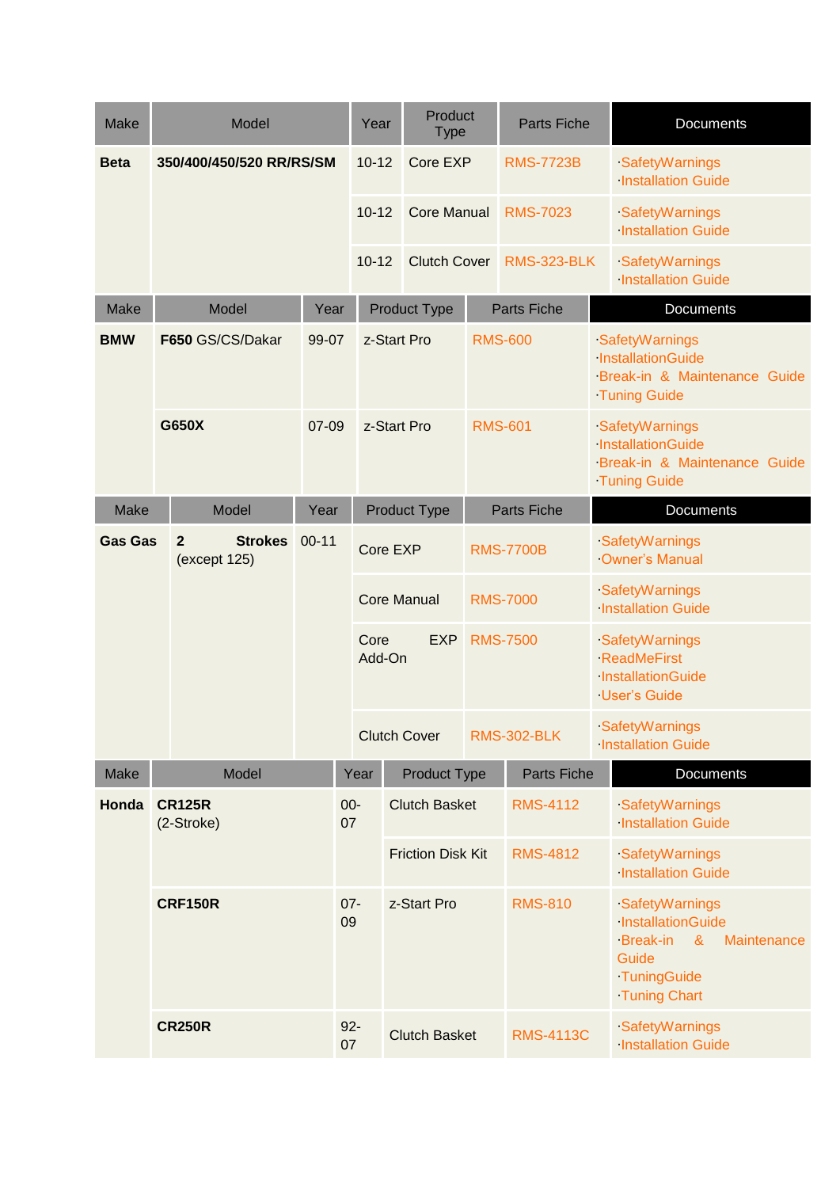| Make | Model | Year | Product Type | Parts Fiche | Documents |
| --- | --- | --- | --- | --- | --- |
| **Beta** | **350/400/450/520 RR/RS/SM** | 10-12 | Core EXP | RMS-7723B | ·SafetyWarnings ·Installation Guide |
| | | 10-12 | Core Manual | RMS-7023 | ·SafetyWarnings ·Installation Guide |
| | | 10-12 | Clutch Cover | RMS-323-BLK | ·SafetyWarnings ·Installation Guide |

| Make | Model | Year | Product Type | Parts Fiche | Documents |
| --- | --- | --- | --- | --- | --- |
| **BMW** | **F650** GS/CS/Dakar | 99-07 | z-Start Pro | RMS-600 | ·SafetyWarnings ·InstallationGuide ·Break-in & Maintenance Guide ·Tuning Guide |
| | **G650X** | 07-09 | z-Start Pro | RMS-601 | ·SafetyWarnings ·InstallationGuide ·Break-in & Maintenance Guide ·Tuning Guide |

| Make | Model | Year | Product Type | Parts Fiche | Documents |
| --- | --- | --- | --- | --- | --- |
| **Gas Gas** | **2 Strokes** (except 125) | 00-11 | Core EXP | RMS-7700B | ·SafetyWarnings ·Owner's Manual |
| | | | Core Manual | RMS-7000 | ·SafetyWarnings ·Installation Guide |
| | | | Core EXP Add-On | RMS-7500 | ·SafetyWarnings ·ReadMeFirst ·InstallationGuide ·User's Guide |
| | | | Clutch Cover | RMS-302-BLK | ·SafetyWarnings ·Installation Guide |

| Make | Model | Year | Product Type | Parts Fiche | Documents |
| --- | --- | --- | --- | --- | --- |
| **Honda** | **CR125R** (2-Stroke) | 00-07 | Clutch Basket | RMS-4112 | ·SafetyWarnings ·Installation Guide |
| | | | Friction Disk Kit | RMS-4812 | ·SafetyWarnings ·Installation Guide |
| | **CRF150R** | 07-09 | z-Start Pro | RMS-810 | ·SafetyWarnings ·InstallationGuide ·Break-in & Maintenance Guide ·TuningGuide ·Tuning Chart |
| | **CR250R** | 92-07 | Clutch Basket | RMS-4113C | ·SafetyWarnings ·Installation Guide |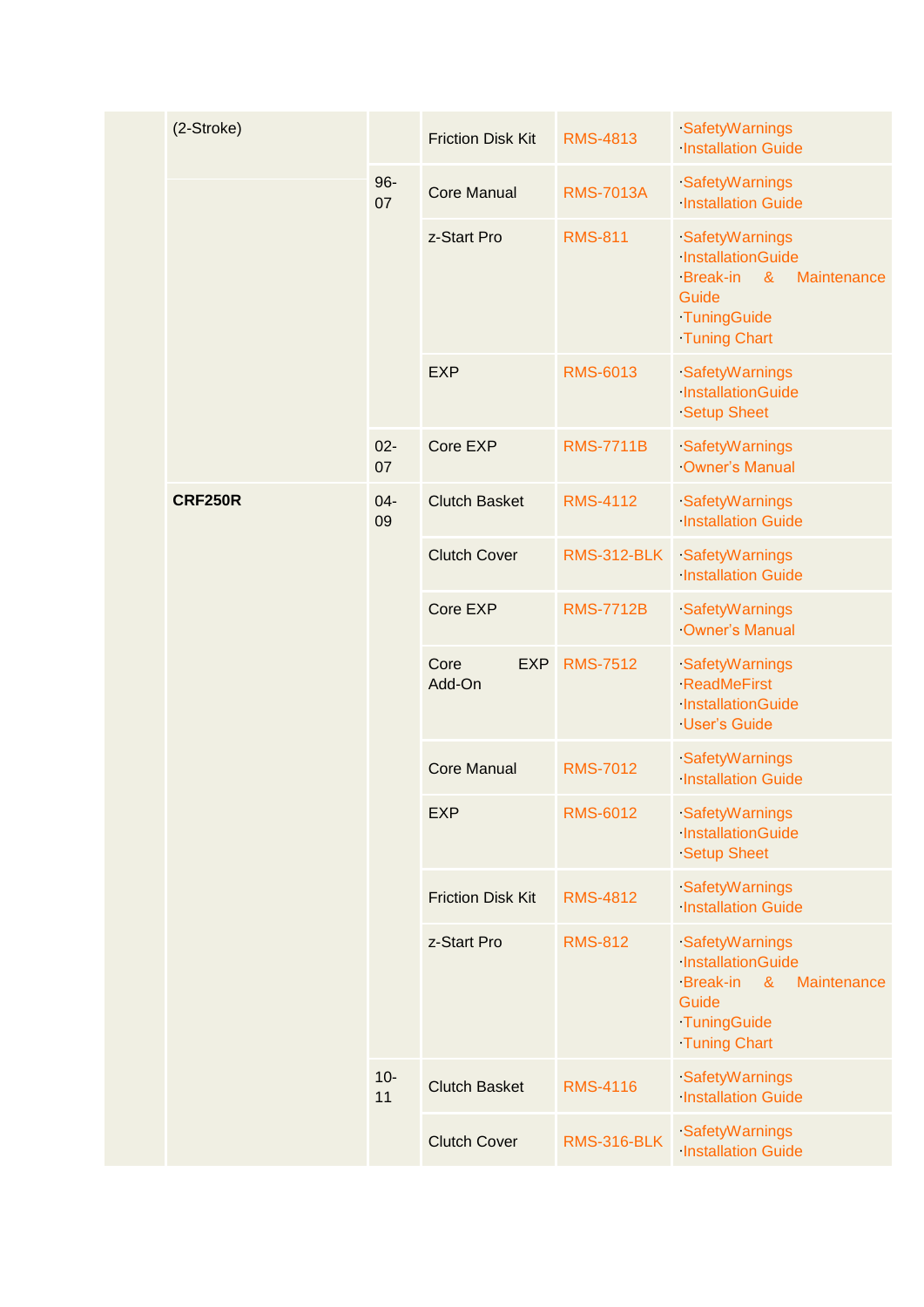| | | | | | |
|---|---|---|---|---|---|
| | (2-Stroke) | | Friction Disk Kit | RMS-4813 | ·SafetyWarnings<br>·Installation Guide |
| | | 96-07 | Core Manual | RMS-7013A | ·SafetyWarnings<br>·Installation Guide |
| | | | z-Start Pro | RMS-811 | ·SafetyWarnings<br>·InstallationGuide<br>·Break-in & Maintenance Guide<br>·TuningGuide<br>·Tuning Chart |
| | | | EXP | RMS-6013 | ·SafetyWarnings<br>·InstallationGuide<br>·Setup Sheet |
| | | 02-07 | Core EXP | RMS-7711B | ·SafetyWarnings<br>·Owner's Manual |
| | **CRF250R** | 04-09 | Clutch Basket | RMS-4112 | ·SafetyWarnings<br>·Installation Guide |
| | | | Clutch Cover | RMS-312-BLK | ·SafetyWarnings<br>·Installation Guide |
| | | | Core EXP | RMS-7712B | ·SafetyWarnings<br>·Owner's Manual |
| | | | Core EXP Add-On | RMS-7512 | ·SafetyWarnings<br>·ReadMeFirst<br>·InstallationGuide<br>·User's Guide |
| | | | Core Manual | RMS-7012 | ·SafetyWarnings<br>·Installation Guide |
| | | | EXP | RMS-6012 | ·SafetyWarnings<br>·InstallationGuide<br>·Setup Sheet |
| | | | Friction Disk Kit | RMS-4812 | ·SafetyWarnings<br>·Installation Guide |
| | | | z-Start Pro | RMS-812 | ·SafetyWarnings<br>·InstallationGuide<br>·Break-in & Maintenance Guide<br>·TuningGuide<br>·Tuning Chart |
| | | 10-11 | Clutch Basket | RMS-4116 | ·SafetyWarnings<br>·Installation Guide |
| | | | Clutch Cover | RMS-316-BLK | ·SafetyWarnings<br>·Installation Guide |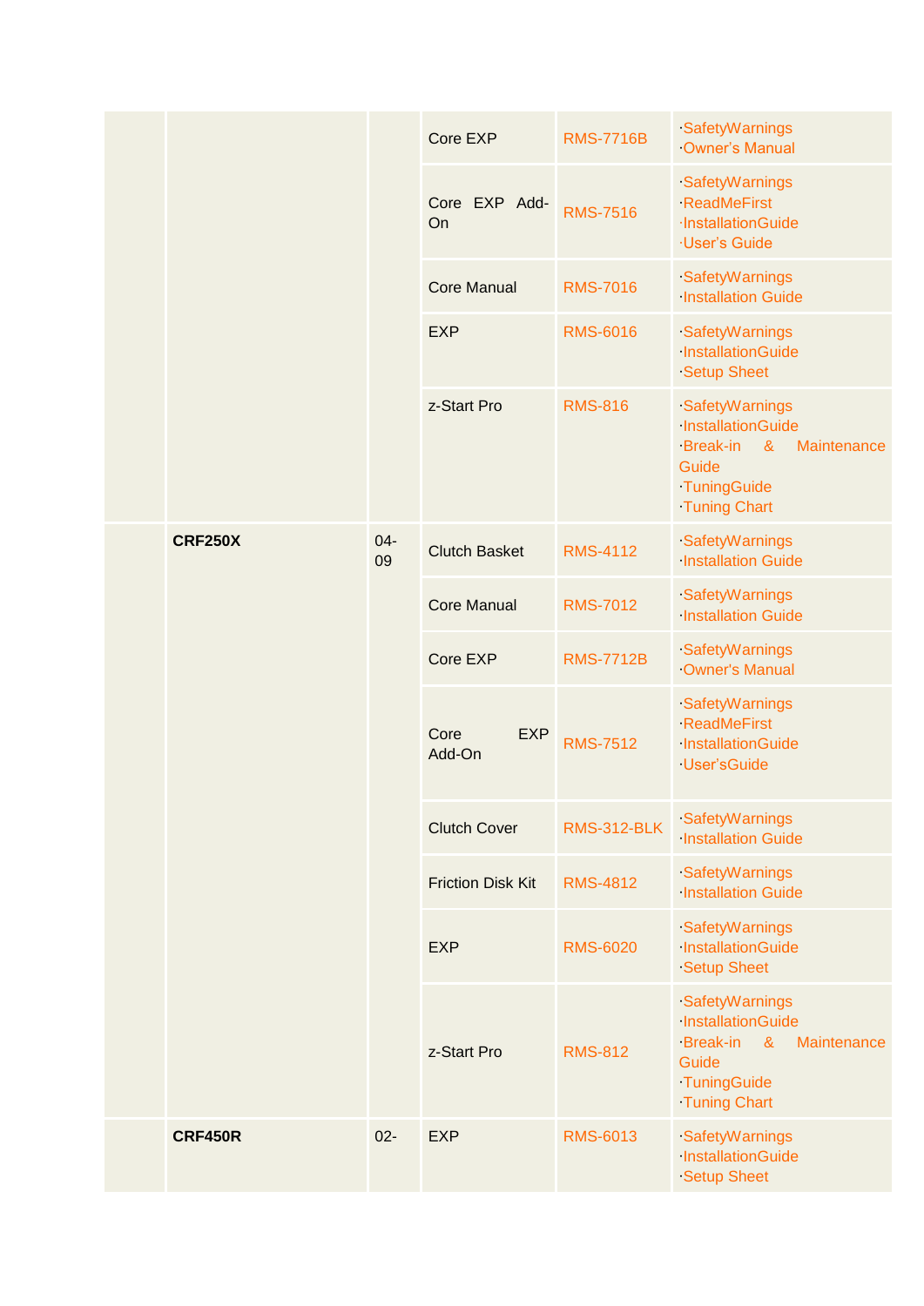|  |  |  |  |  |  |
| --- | --- | --- | --- | --- | --- |
|  |  |  | Core EXP | RMS-7716B | ·SafetyWarnings<br>·Owner's Manual |
|  |  |  | Core EXP Add-On | RMS-7516 | ·SafetyWarnings<br>·ReadMeFirst<br>·InstallationGuide<br>·User's Guide |
|  |  |  | Core Manual | RMS-7016 | ·SafetyWarnings<br>·Installation Guide |
|  |  |  | EXP | RMS-6016 | ·SafetyWarnings<br>·InstallationGuide<br>·Setup Sheet |
|  |  |  | z-Start Pro | RMS-816 | ·SafetyWarnings<br>·InstallationGuide<br>·Break-in & Maintenance Guide<br>·TuningGuide<br>·Tuning Chart |
|  | **CRF250X** | 04-09 | Clutch Basket | RMS-4112 | ·SafetyWarnings<br>·Installation Guide |
|  |  |  | Core Manual | RMS-7012 | ·SafetyWarnings<br>·Installation Guide |
|  |  |  | Core EXP | RMS-7712B | ·SafetyWarnings<br>·Owner's Manual |
|  |  |  | Core EXP Add-On | RMS-7512 | ·SafetyWarnings<br>·ReadMeFirst<br>·InstallationGuide<br>·User'sGuide |
|  |  |  | Clutch Cover | RMS-312-BLK | ·SafetyWarnings<br>·Installation Guide |
|  |  |  | Friction Disk Kit | RMS-4812 | ·SafetyWarnings<br>·Installation Guide |
|  |  |  | EXP | RMS-6020 | ·SafetyWarnings<br>·InstallationGuide<br>·Setup Sheet |
|  |  |  | z-Start Pro | RMS-812 | ·SafetyWarnings<br>·InstallationGuide<br>·Break-in & Maintenance Guide<br>·TuningGuide<br>·Tuning Chart |
|  | **CRF450R** | 02- | EXP | RMS-6013 | ·SafetyWarnings<br>·InstallationGuide<br>·Setup Sheet |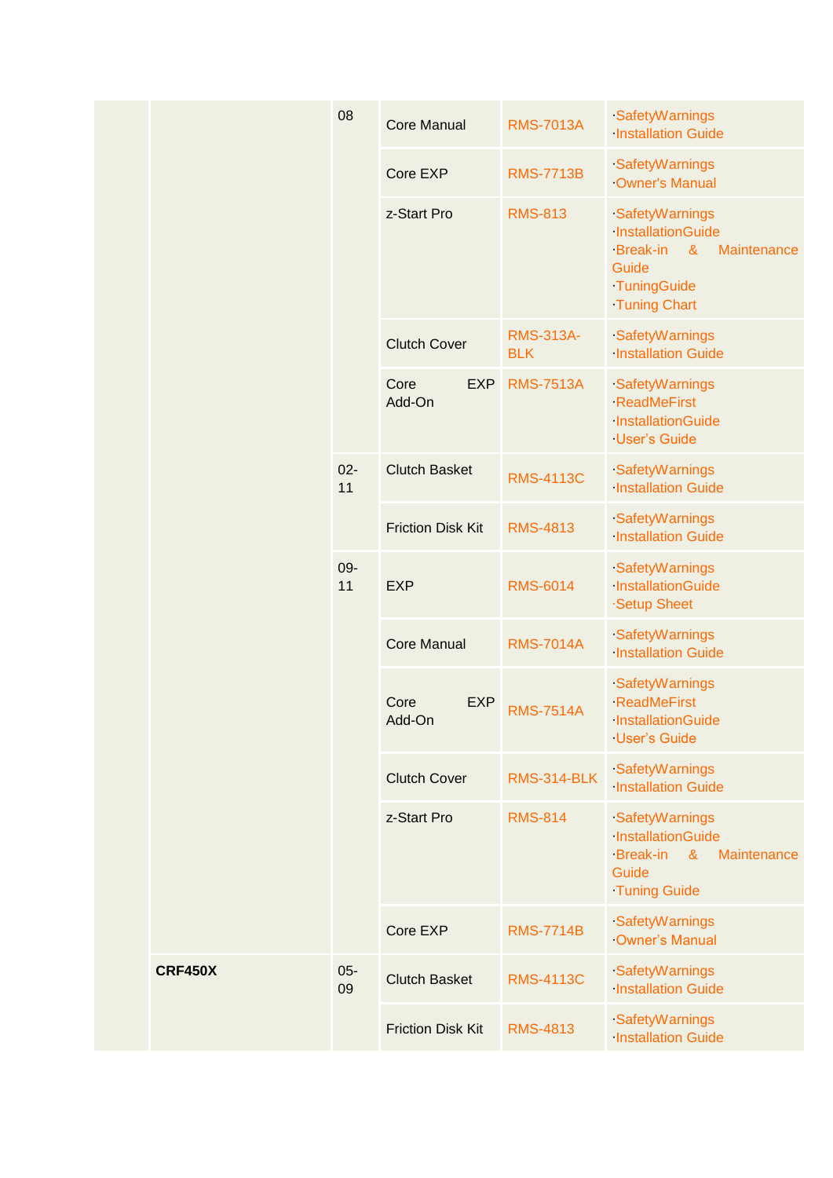| | | | | | |
|---|---|---|---|---|---|
| | | 08 | Core Manual | RMS-7013A | ·SafetyWarnings<br>·Installation Guide |
| | | | Core EXP | RMS-7713B | ·SafetyWarnings<br>·Owner's Manual |
| | | | z-Start Pro | RMS-813 | ·SafetyWarnings<br>·InstallationGuide<br>·Break-in & Maintenance Guide<br>·TuningGuide<br>·Tuning Chart |
| | | | Clutch Cover | RMS-313A-BLK | ·SafetyWarnings<br>·Installation Guide |
| | | | Core EXP Add-On | RMS-7513A | ·SafetyWarnings<br>·ReadMeFirst<br>·InstallationGuide<br>·User's Guide |
| | | 02-11 | Clutch Basket | RMS-4113C | ·SafetyWarnings<br>·Installation Guide |
| | | | Friction Disk Kit | RMS-4813 | ·SafetyWarnings<br>·Installation Guide |
| | | 09-11 | EXP | RMS-6014 | ·SafetyWarnings<br>·InstallationGuide<br>·Setup Sheet |
| | | | Core Manual | RMS-7014A | ·SafetyWarnings<br>·Installation Guide |
| | | | Core EXP Add-On | RMS-7514A | ·SafetyWarnings<br>·ReadMeFirst<br>·InstallationGuide<br>·User's Guide |
| | | | Clutch Cover | RMS-314-BLK | ·SafetyWarnings<br>·Installation Guide |
| | | | z-Start Pro | RMS-814 | ·SafetyWarnings<br>·InstallationGuide<br>·Break-in & Maintenance Guide<br>·Tuning Guide |
| | | | Core EXP | RMS-7714B | ·SafetyWarnings<br>·Owner's Manual |
| | **CRF450X** | 05-09 | Clutch Basket | RMS-4113C | ·SafetyWarnings<br>·Installation Guide |
| | | | Friction Disk Kit | RMS-4813 | ·SafetyWarnings<br>·Installation Guide |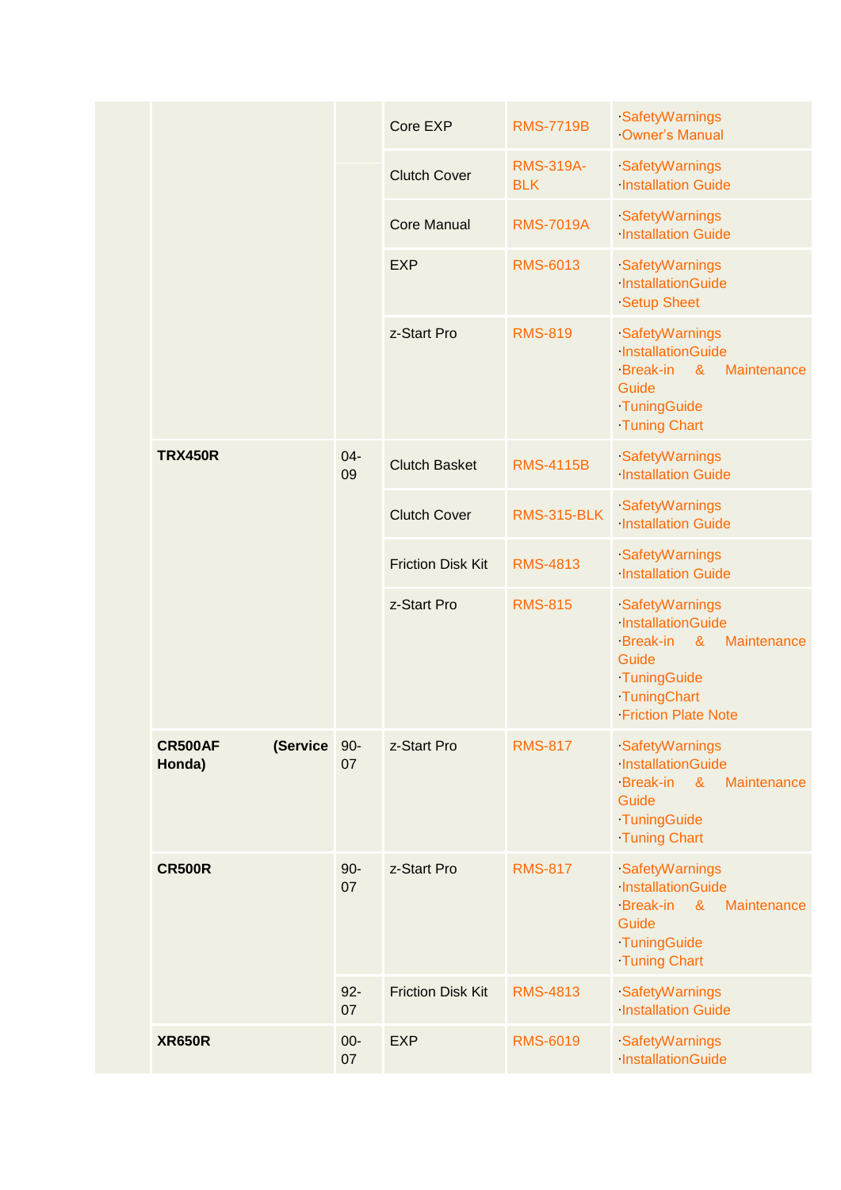| | | | Product | Part Number | Documents |
|---|---|---|---|---|---|
| | | | Core EXP | RMS-7719B | ·SafetyWarnings<br>·Owner's Manual |
| | | | Clutch Cover | RMS-319A-BLK | ·SafetyWarnings<br>·Installation Guide |
| | | | Core Manual | RMS-7019A | ·SafetyWarnings<br>·Installation Guide |
| | | | EXP | RMS-6013 | ·SafetyWarnings<br>·InstallationGuide<br>·Setup Sheet |
| | | | z-Start Pro | RMS-819 | ·SafetyWarnings<br>·InstallationGuide<br>·Break-in & Maintenance Guide<br>·TuningGuide<br>·Tuning Chart |
| | **TRX450R** | 04-09 | Clutch Basket | RMS-4115B | ·SafetyWarnings<br>·Installation Guide |
| | | | Clutch Cover | RMS-315-BLK | ·SafetyWarnings<br>·Installation Guide |
| | | | Friction Disk Kit | RMS-4813 | ·SafetyWarnings<br>·Installation Guide |
| | | | z-Start Pro | RMS-815 | ·SafetyWarnings<br>·InstallationGuide<br>·Break-in & Maintenance Guide<br>·TuningGuide<br>·TuningChart<br>·Friction Plate Note |
| | **CR500AF (Service Honda)** | 90-07 | z-Start Pro | RMS-817 | ·SafetyWarnings<br>·InstallationGuide<br>·Break-in & Maintenance Guide<br>·TuningGuide<br>·Tuning Chart |
| | **CR500R** | 90-07 | z-Start Pro | RMS-817 | ·SafetyWarnings<br>·InstallationGuide<br>·Break-in & Maintenance Guide<br>·TuningGuide<br>·Tuning Chart |
| | | 92-07 | Friction Disk Kit | RMS-4813 | ·SafetyWarnings<br>·Installation Guide |
| | **XR650R** | 00-07 | EXP | RMS-6019 | ·SafetyWarnings<br>·InstallationGuide |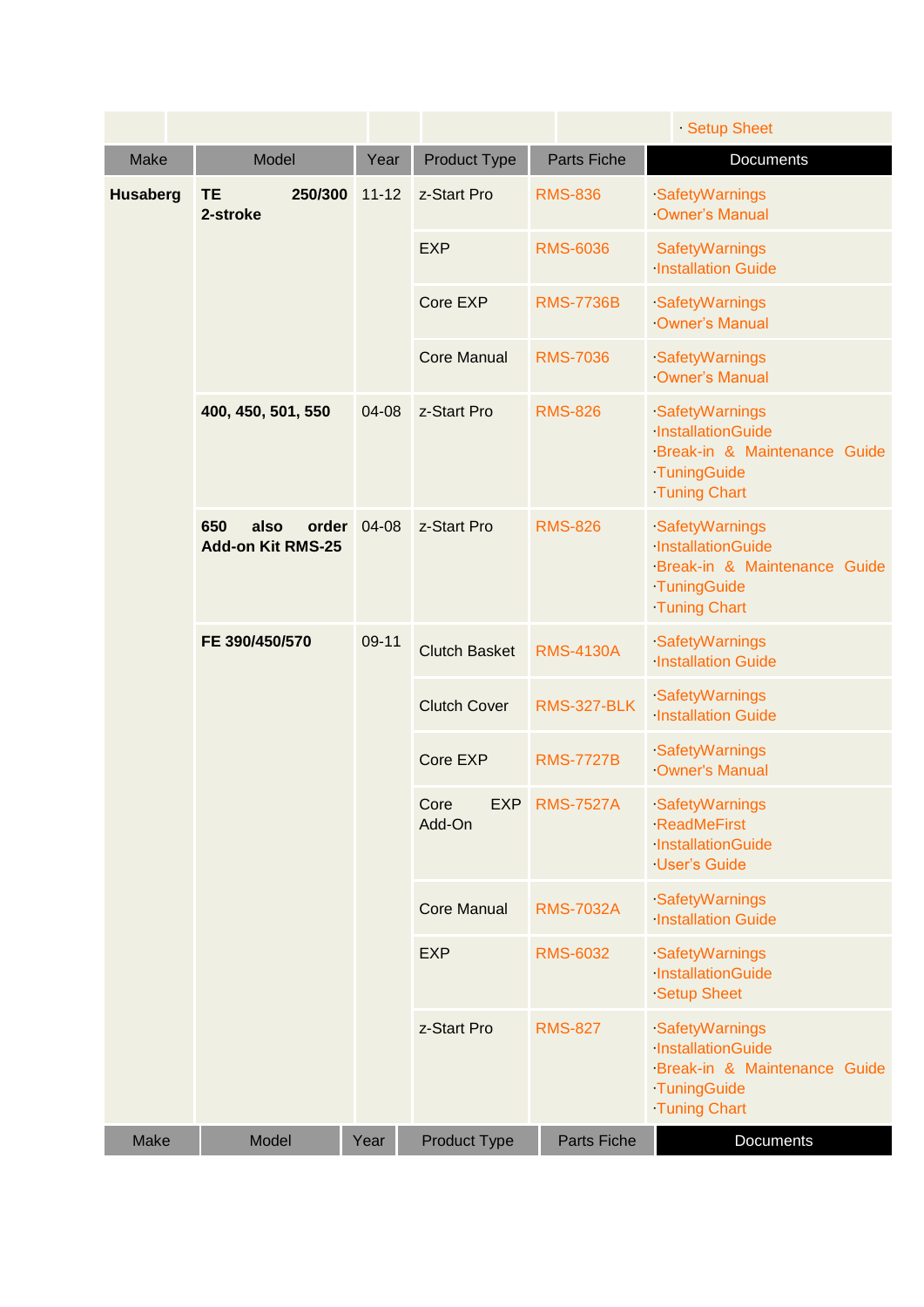| | | | | | · Setup Sheet |
|---|---|---|---|---|---|
| Make | Model | Year | Product Type | Parts Fiche | Documents |
| **Husaberg** | **TE 250/300 2-stroke** | 11-12 | z-Start Pro | RMS-836 | ·SafetyWarnings ·Owner's Manual |
| | | | EXP | RMS-6036 | SafetyWarnings ·Installation Guide |
| | | | Core EXP | RMS-7736B | ·SafetyWarnings ·Owner's Manual |
| | | | Core Manual | RMS-7036 | ·SafetyWarnings ·Owner's Manual |
| | **400, 450, 501, 550** | 04-08 | z-Start Pro | RMS-826 | ·SafetyWarnings ·InstallationGuide ·Break-in & Maintenance Guide ·TuningGuide ·Tuning Chart |
| | **650 also order Add-on Kit RMS-25** | 04-08 | z-Start Pro | RMS-826 | ·SafetyWarnings ·InstallationGuide ·Break-in & Maintenance Guide ·TuningGuide ·Tuning Chart |
| | **FE 390/450/570** | 09-11 | Clutch Basket | RMS-4130A | ·SafetyWarnings ·Installation Guide |
| | | | Clutch Cover | RMS-327-BLK | ·SafetyWarnings ·Installation Guide |
| | | | Core EXP | RMS-7727B | ·SafetyWarnings ·Owner's Manual |
| | | | Core EXP Add-On | RMS-7527A | ·SafetyWarnings ·ReadMeFirst ·InstallationGuide ·User's Guide |
| | | | Core Manual | RMS-7032A | ·SafetyWarnings ·Installation Guide |
| | | | EXP | RMS-6032 | ·SafetyWarnings ·InstallationGuide ·Setup Sheet |
| | | | z-Start Pro | RMS-827 | ·SafetyWarnings ·InstallationGuide ·Break-in & Maintenance Guide ·TuningGuide ·Tuning Chart |
| Make | Model | Year | Product Type | Parts Fiche | Documents |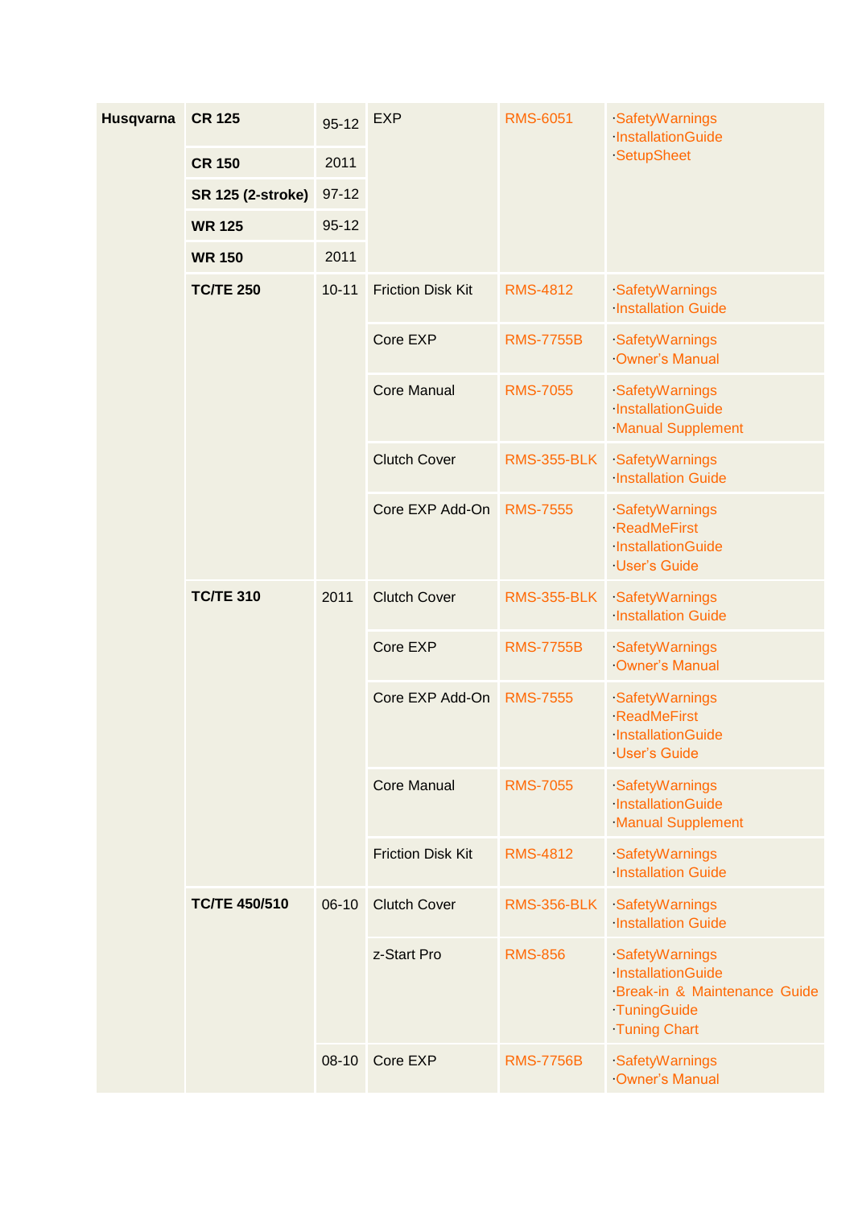| | | | | | |
|---|---|---|---|---|---|
| **Husqvarna** | **CR 125** | 95-12 | EXP | RMS-6051 | ·SafetyWarnings<br>·InstallationGuide<br>·SetupSheet |
| | **CR 150** | 2011 | | | |
| | **SR 125 (2-stroke)** | 97-12 | | | |
| | **WR 125** | 95-12 | | | |
| | **WR 150** | 2011 | | | |
| | **TC/TE 250** | 10-11 | Friction Disk Kit | RMS-4812 | ·SafetyWarnings<br>·Installation Guide |
| | | | Core EXP | RMS-7755B | ·SafetyWarnings<br>·Owner's Manual |
| | | | Core Manual | RMS-7055 | ·SafetyWarnings<br>·InstallationGuide<br>·Manual Supplement |
| | | | Clutch Cover | RMS-355-BLK | ·SafetyWarnings<br>·Installation Guide |
| | | | Core EXP Add-On | RMS-7555 | ·SafetyWarnings<br>·ReadMeFirst<br>·InstallationGuide<br>·User's Guide |
| | **TC/TE 310** | 2011 | Clutch Cover | RMS-355-BLK | ·SafetyWarnings<br>·Installation Guide |
| | | | Core EXP | RMS-7755B | ·SafetyWarnings<br>·Owner's Manual |
| | | | Core EXP Add-On | RMS-7555 | ·SafetyWarnings<br>·ReadMeFirst<br>·InstallationGuide<br>·User's Guide |
| | | | Core Manual | RMS-7055 | ·SafetyWarnings<br>·InstallationGuide<br>·Manual Supplement |
| | | | Friction Disk Kit | RMS-4812 | ·SafetyWarnings<br>·Installation Guide |
| | **TC/TE 450/510** | 06-10 | Clutch Cover | RMS-356-BLK | ·SafetyWarnings<br>·Installation Guide |
| | | | z-Start Pro | RMS-856 | ·SafetyWarnings<br>·InstallationGuide<br>·Break-in & Maintenance Guide<br>·TuningGuide<br>·Tuning Chart |
| | | 08-10 | Core EXP | RMS-7756B | ·SafetyWarnings<br>·Owner's Manual |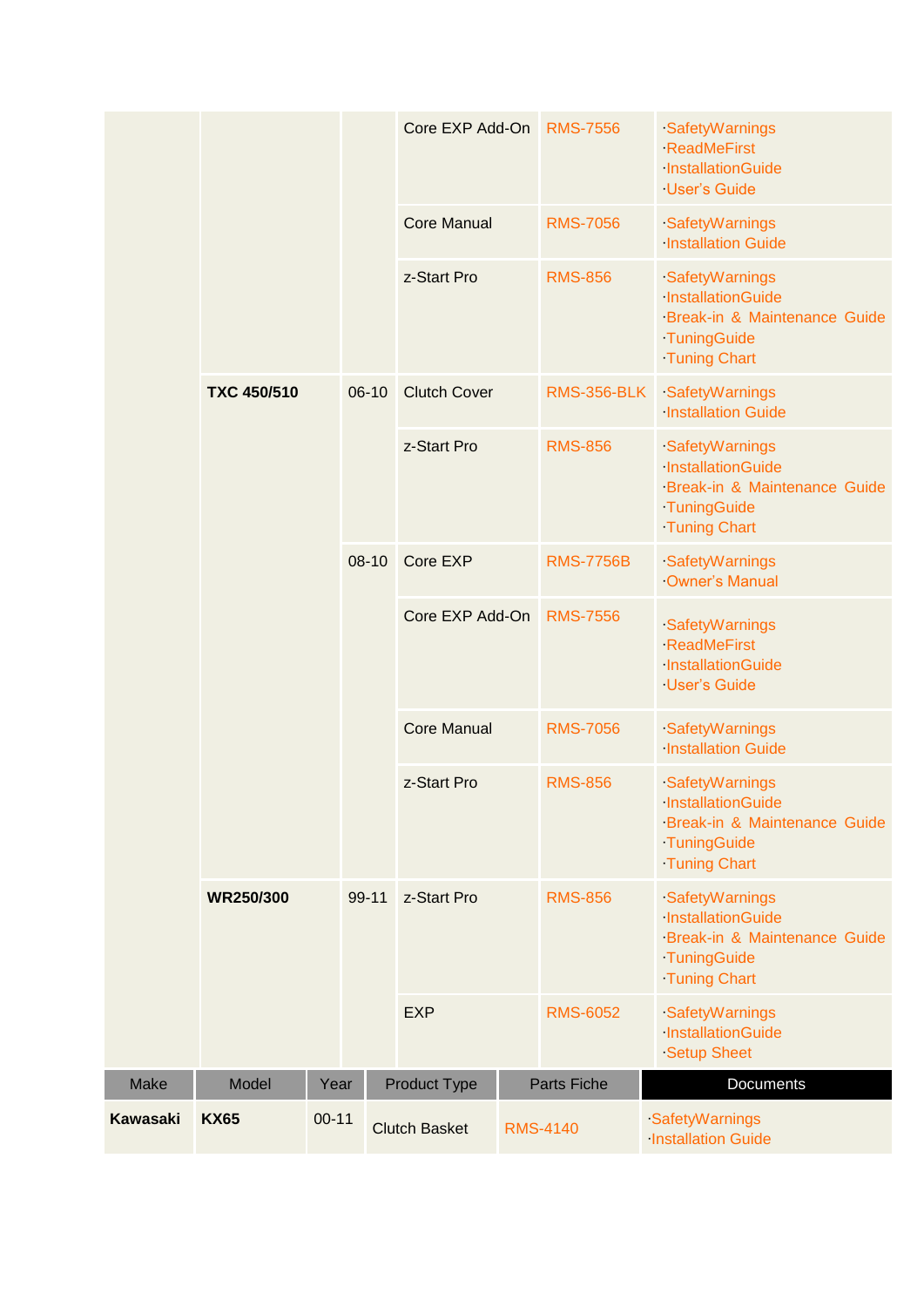| | | | Core EXP Add-On | RMS-7556 | ·SafetyWarnings<br>·ReadMeFirst<br>·InstallationGuide<br>·User's Guide |
|---|---|---|---|---|---|
| | | | Core Manual | RMS-7056 | ·SafetyWarnings<br>·Installation Guide |
| | | | z-Start Pro | RMS-856 | ·SafetyWarnings<br>·InstallationGuide<br>·Break-in & Maintenance Guide<br>·TuningGuide<br>·Tuning Chart |
| | **TXC 450/510** | 06-10 | Clutch Cover | RMS-356-BLK | ·SafetyWarnings<br>·Installation Guide |
| | | | z-Start Pro | RMS-856 | ·SafetyWarnings<br>·InstallationGuide<br>·Break-in & Maintenance Guide<br>·TuningGuide<br>·Tuning Chart |
| | | 08-10 | Core EXP | RMS-7756B | ·SafetyWarnings<br>·Owner's Manual |
| | | | Core EXP Add-On | RMS-7556 | ·SafetyWarnings<br>·ReadMeFirst<br>·InstallationGuide<br>·User's Guide |
| | | | Core Manual | RMS-7056 | ·SafetyWarnings<br>·Installation Guide |
| | | | z-Start Pro | RMS-856 | ·SafetyWarnings<br>·InstallationGuide<br>·Break-in & Maintenance Guide<br>·TuningGuide<br>·Tuning Chart |
| | **WR250/300** | 99-11 | z-Start Pro | RMS-856 | ·SafetyWarnings<br>·InstallationGuide<br>·Break-in & Maintenance Guide<br>·TuningGuide<br>·Tuning Chart |
| | | | EXP | RMS-6052 | ·SafetyWarnings<br>·InstallationGuide<br>·Setup Sheet |

| Make | Model | Year | Product Type | Parts Fiche | Documents |
|---|---|---|---|---|---|
| **Kawasaki** | **KX65** | 00-11 | Clutch Basket | RMS-4140 | ·SafetyWarnings<br>·Installation Guide |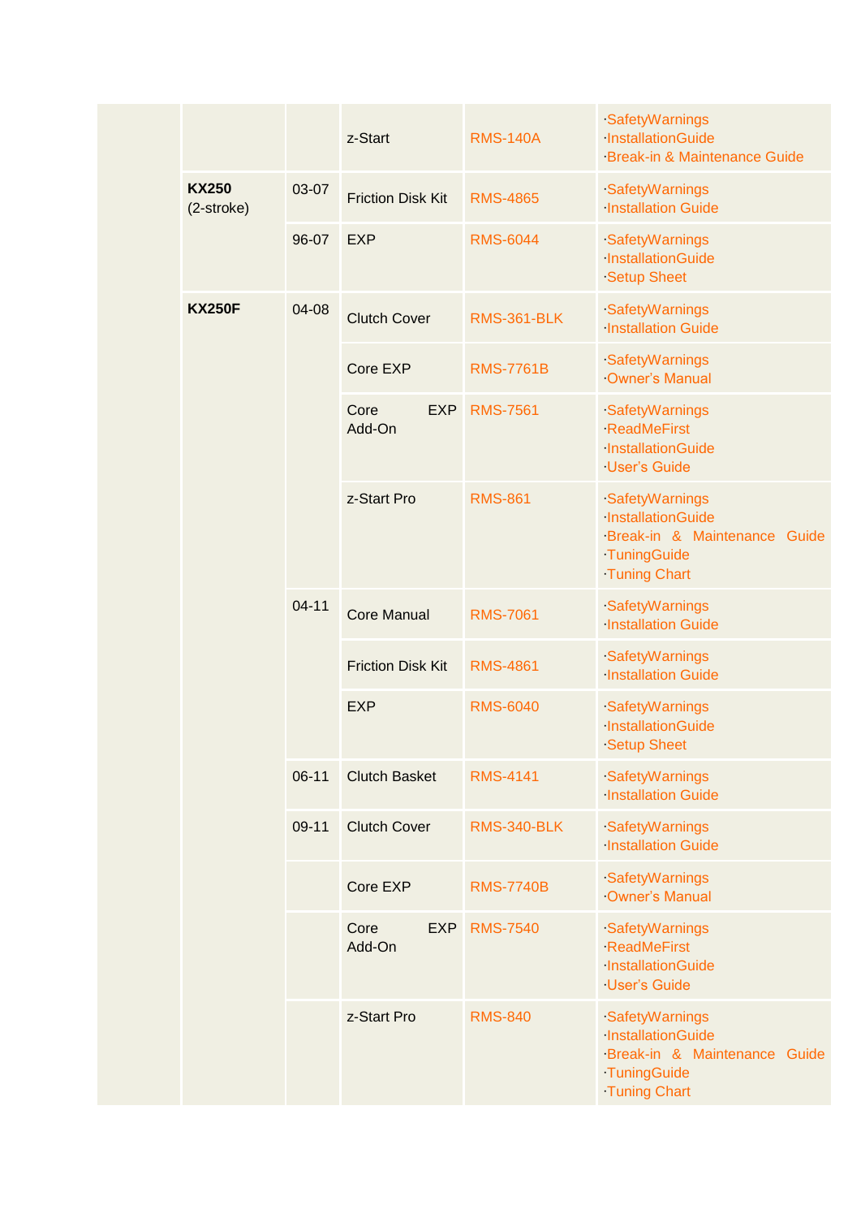| | | | | | |
|---|---|---|---|---|---|
| | | | z-Start | RMS-140A | ·SafetyWarnings<br>·InstallationGuide<br>·Break-in & Maintenance Guide |
| | KX250 (2-stroke) | 03-07 | Friction Disk Kit | RMS-4865 | ·SafetyWarnings<br>·Installation Guide |
| | | 96-07 | EXP | RMS-6044 | ·SafetyWarnings<br>·InstallationGuide<br>·Setup Sheet |
| | **KX250F** | 04-08 | Clutch Cover | RMS-361-BLK | ·SafetyWarnings<br>·Installation Guide |
| | | | Core EXP | RMS-7761B | ·SafetyWarnings<br>·Owner's Manual |
| | | | Core EXP Add-On | RMS-7561 | ·SafetyWarnings<br>·ReadMeFirst<br>·InstallationGuide<br>·User's Guide |
| | | | z-Start Pro | RMS-861 | ·SafetyWarnings<br>·InstallationGuide<br>·Break-in & Maintenance Guide<br>·TuningGuide<br>·Tuning Chart |
| | | 04-11 | Core Manual | RMS-7061 | ·SafetyWarnings<br>·Installation Guide |
| | | | Friction Disk Kit | RMS-4861 | ·SafetyWarnings<br>·Installation Guide |
| | | | EXP | RMS-6040 | ·SafetyWarnings<br>·InstallationGuide<br>·Setup Sheet |
| | | 06-11 | Clutch Basket | RMS-4141 | ·SafetyWarnings<br>·Installation Guide |
| | | 09-11 | Clutch Cover | RMS-340-BLK | ·SafetyWarnings<br>·Installation Guide |
| | | | Core EXP | RMS-7740B | ·SafetyWarnings<br>·Owner's Manual |
| | | | Core EXP Add-On | RMS-7540 | ·SafetyWarnings<br>·ReadMeFirst<br>·InstallationGuide<br>·User's Guide |
| | | | z-Start Pro | RMS-840 | ·SafetyWarnings<br>·InstallationGuide<br>·Break-in & Maintenance Guide<br>·TuningGuide<br>·Tuning Chart |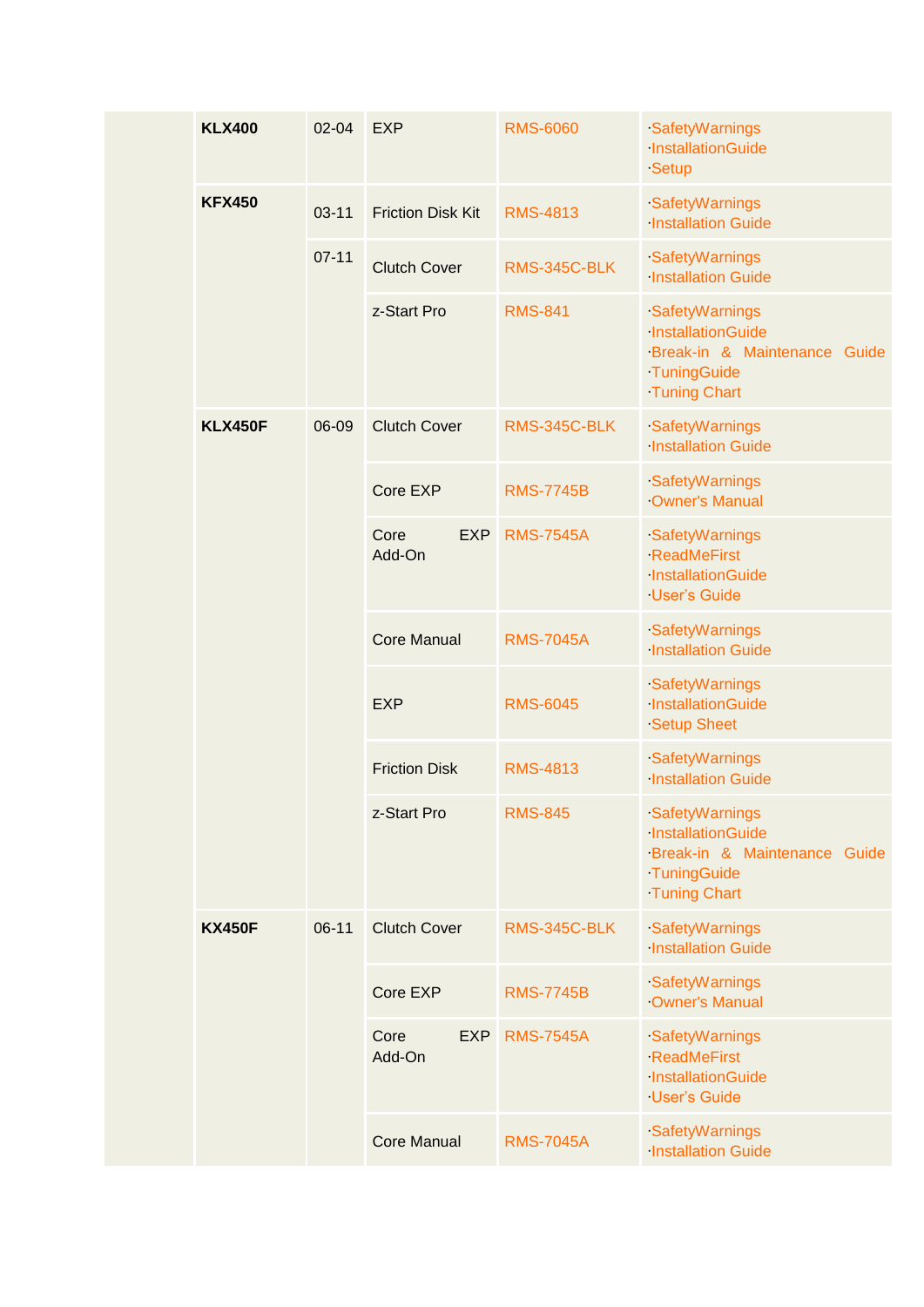| | KLX400 | 02-04 | EXP | RMS-6060 | ·SafetyWarnings<br>·InstallationGuide<br>·Setup |
|---|---|---|---|---|---|
| | KFX450 | 03-11 | Friction Disk Kit | RMS-4813 | ·SafetyWarnings<br>·Installation Guide |
| | | 07-11 | Clutch Cover | RMS-345C-BLK | ·SafetyWarnings<br>·Installation Guide |
| | | | z-Start Pro | RMS-841 | ·SafetyWarnings<br>·InstallationGuide<br>·Break-in & Maintenance Guide<br>·TuningGuide<br>·Tuning Chart |
| | KLX450F | 06-09 | Clutch Cover | RMS-345C-BLK | ·SafetyWarnings<br>·Installation Guide |
| | | | Core EXP | RMS-7745B | ·SafetyWarnings<br>·Owner's Manual |
| | | | Core EXP Add-On | RMS-7545A | ·SafetyWarnings<br>·ReadMeFirst<br>·InstallationGuide<br>·User's Guide |
| | | | Core Manual | RMS-7045A | ·SafetyWarnings<br>·Installation Guide |
| | | | EXP | RMS-6045 | ·SafetyWarnings<br>·InstallationGuide<br>·Setup Sheet |
| | | | Friction Disk | RMS-4813 | ·SafetyWarnings<br>·Installation Guide |
| | | | z-Start Pro | RMS-845 | ·SafetyWarnings<br>·InstallationGuide<br>·Break-in & Maintenance Guide<br>·TuningGuide<br>·Tuning Chart |
| | KX450F | 06-11 | Clutch Cover | RMS-345C-BLK | ·SafetyWarnings<br>·Installation Guide |
| | | | Core EXP | RMS-7745B | ·SafetyWarnings<br>·Owner's Manual |
| | | | Core EXP Add-On | RMS-7545A | ·SafetyWarnings<br>·ReadMeFirst<br>·InstallationGuide<br>·User's Guide |
| | | | Core Manual | RMS-7045A | ·SafetyWarnings<br>·Installation Guide |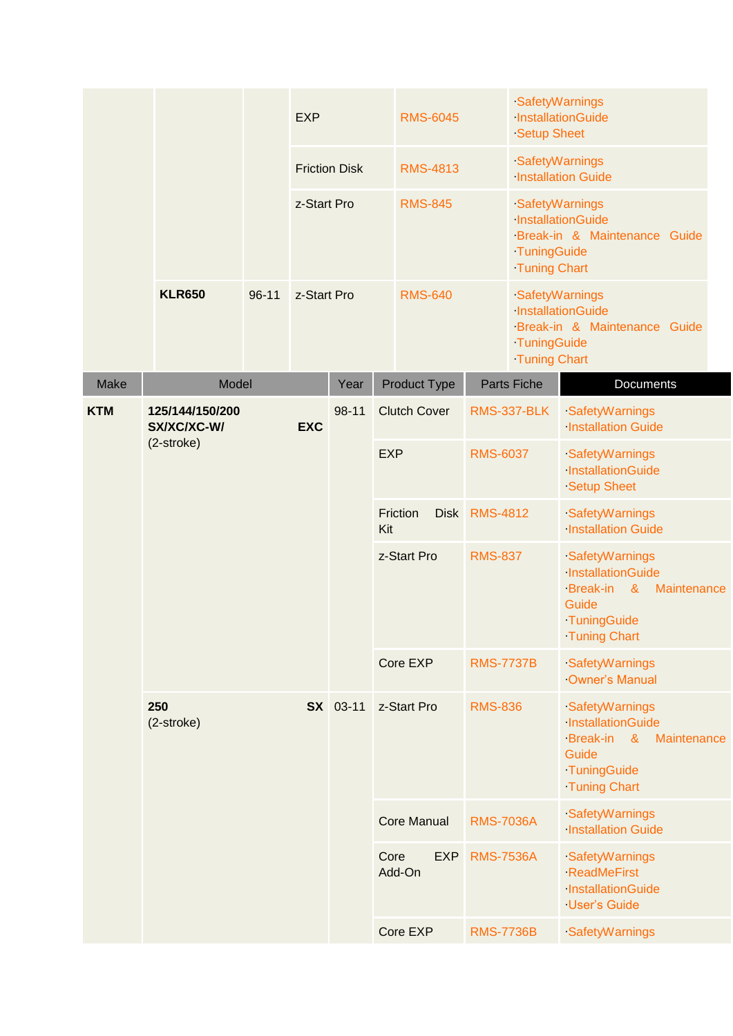| | | | | | |
|---|---|---|---|---|---|
| | | | EXP | RMS-6045 | ·SafetyWarnings<br>·InstallationGuide<br>·Setup Sheet |
| | | | Friction Disk | RMS-4813 | ·SafetyWarnings<br>·Installation Guide |
| | | | z-Start Pro | RMS-845 | ·SafetyWarnings<br>·InstallationGuide<br>·Break-in & Maintenance Guide<br>·TuningGuide<br>·Tuning Chart |
| | **KLR650** | 96-11 | z-Start Pro | RMS-640 | ·SafetyWarnings<br>·InstallationGuide<br>·Break-in & Maintenance Guide<br>·TuningGuide<br>·Tuning Chart |

| Make | Model | Year | Product Type | Parts Fiche | Documents |
|---|---|---|---|---|---|
| **KTM** | **125/144/150/200 SX/XC/XC-W/ EXC**<br>(2-stroke) | 98-11 | Clutch Cover | RMS-337-BLK | ·SafetyWarnings<br>·Installation Guide |
| | | | EXP | RMS-6037 | ·SafetyWarnings<br>·InstallationGuide<br>·Setup Sheet |
| | | | Friction Disk Kit | RMS-4812 | ·SafetyWarnings<br>·Installation Guide |
| | | | z-Start Pro | RMS-837 | ·SafetyWarnings<br>·InstallationGuide<br>·Break-in & Maintenance Guide<br>·TuningGuide<br>·Tuning Chart |
| | | | Core EXP | RMS-7737B | ·SafetyWarnings<br>·Owner's Manual |
| | **250 SX**<br>(2-stroke) | 03-11 | z-Start Pro | RMS-836 | ·SafetyWarnings<br>·InstallationGuide<br>·Break-in & Maintenance Guide<br>·TuningGuide<br>·Tuning Chart |
| | | | Core Manual | RMS-7036A | ·SafetyWarnings<br>·Installation Guide |
| | | | Core EXP Add-On | RMS-7536A | ·SafetyWarnings<br>·ReadMeFirst<br>·InstallationGuide<br>·User's Guide |
| | | | Core EXP | RMS-7736B | ·SafetyWarnings |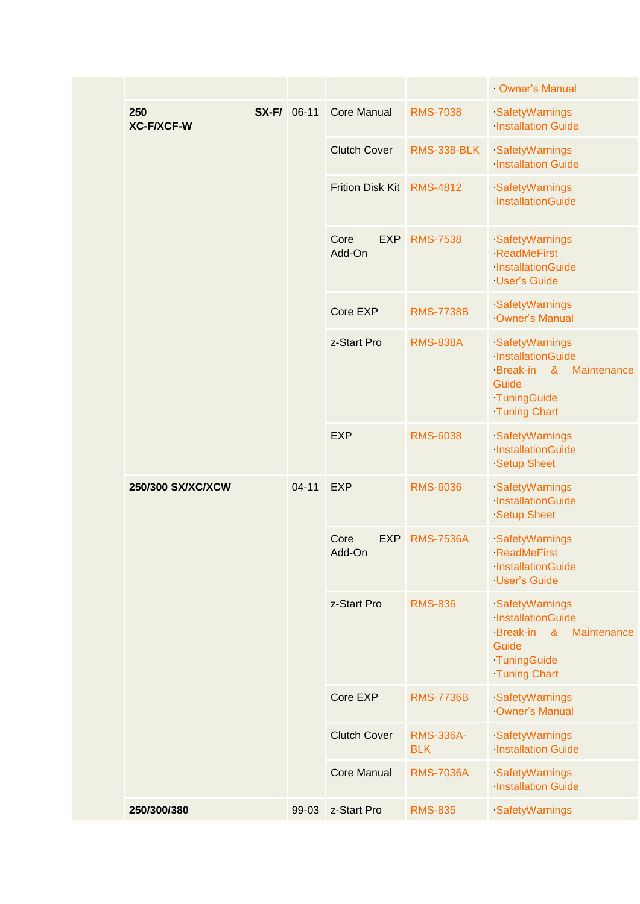| | | | | |
|---|---|---|---|---|
| | | | | · Owner's Manual |
| **250 SX-F/ XC-F/XCF-W** | 06-11 | Core Manual | RMS-7038 | ·SafetyWarnings<br>·Installation Guide |
| | | Clutch Cover | RMS-338-BLK | ·SafetyWarnings<br>·Installation Guide |
| | | Frition Disk Kit | RMS-4812 | ·SafetyWarnings<br>·InstallationGuide |
| | | Core EXP Add-On | RMS-7538 | ·SafetyWarnings<br>·ReadMeFirst<br>·InstallationGuide<br>·User's Guide |
| | | Core EXP | RMS-7738B | ·SafetyWarnings<br>·Owner's Manual |
| | | z-Start Pro | RMS-838A | ·SafetyWarnings<br>·InstallationGuide<br>·Break-in & Maintenance Guide<br>·TuningGuide<br>·Tuning Chart |
| | | EXP | RMS-6038 | ·SafetyWarnings<br>·InstallationGuide<br>·Setup Sheet |
| **250/300 SX/XC/XCW** | 04-11 | EXP | RMS-6036 | ·SafetyWarnings<br>·InstallationGuide<br>·Setup Sheet |
| | | Core EXP Add-On | RMS-7536A | ·SafetyWarnings<br>·ReadMeFirst<br>·InstallationGuide<br>·User's Guide |
| | | z-Start Pro | RMS-836 | ·SafetyWarnings<br>·InstallationGuide<br>·Break-in & Maintenance Guide<br>·TuningGuide<br>·Tuning Chart |
| | | Core EXP | RMS-7736B | ·SafetyWarnings<br>·Owner's Manual |
| | | Clutch Cover | RMS-336A-BLK | ·SafetyWarnings<br>·Installation Guide |
| | | Core Manual | RMS-7036A | ·SafetyWarnings<br>·Installation Guide |
| **250/300/380** | 99-03 | z-Start Pro | RMS-835 | ·SafetyWarnings |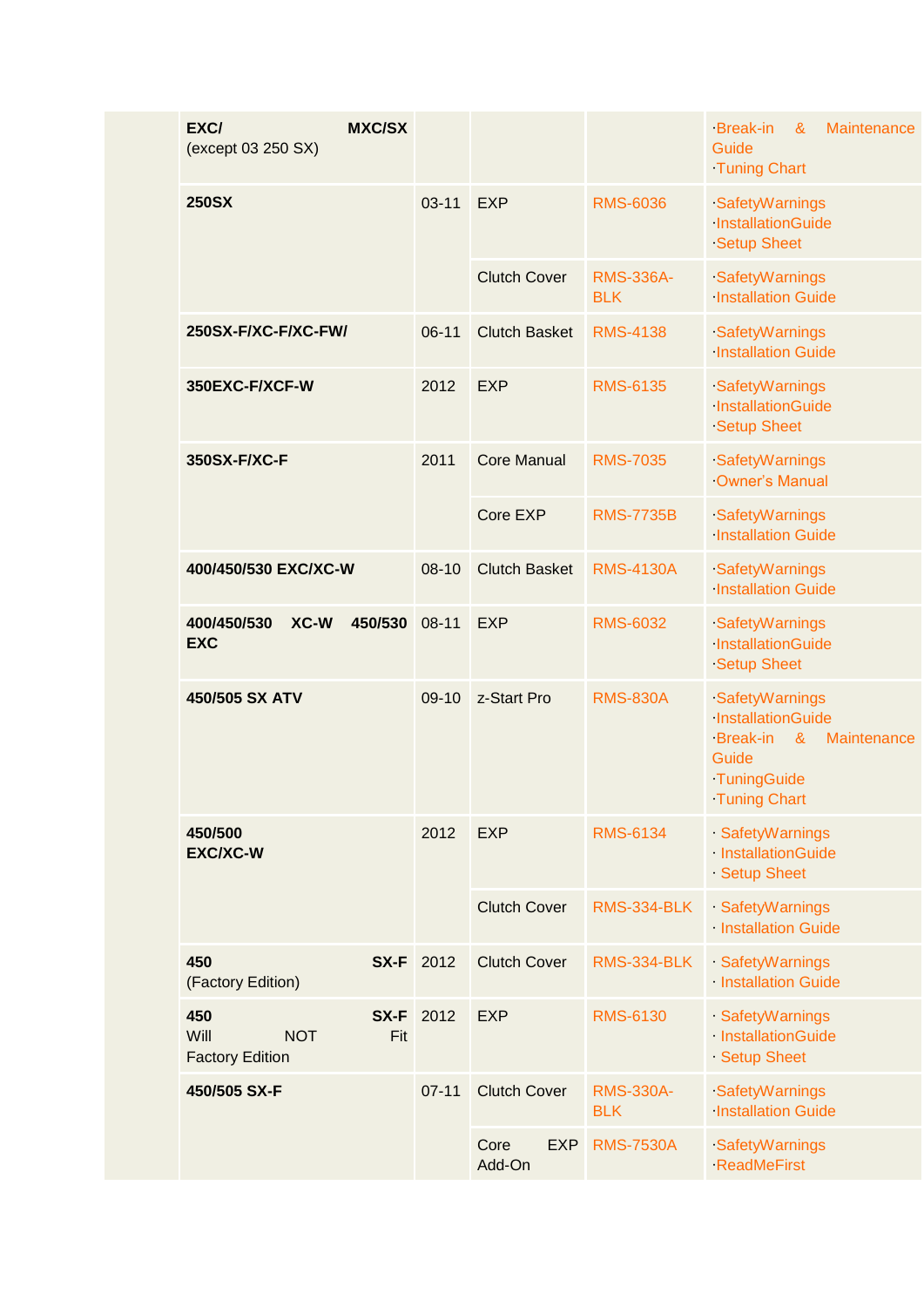|  | Model | Year | Product | Part # | Documents |
|---|---|---|---|---|---|
|  | **EXC/ MXC/SX** (except 03 250 SX) |  |  |  | ·Break-in & Maintenance Guide<br>·Tuning Chart |
|  | **250SX** | 03-11 | EXP | RMS-6036 | ·SafetyWarnings<br>·InstallationGuide<br>·Setup Sheet |
|  |  |  | Clutch Cover | RMS-336A-BLK | ·SafetyWarnings<br>·Installation Guide |
|  | **250SX-F/XC-F/XC-FW/** | 06-11 | Clutch Basket | RMS-4138 | ·SafetyWarnings<br>·Installation Guide |
|  | **350EXC-F/XCF-W** | 2012 | EXP | RMS-6135 | ·SafetyWarnings<br>·InstallationGuide<br>·Setup Sheet |
|  | **350SX-F/XC-F** | 2011 | Core Manual | RMS-7035 | ·SafetyWarnings<br>·Owner's Manual |
|  |  |  | Core EXP | RMS-7735B | ·SafetyWarnings<br>·Installation Guide |
|  | **400/450/530 EXC/XC-W** | 08-10 | Clutch Basket | RMS-4130A | ·SafetyWarnings<br>·Installation Guide |
|  | **400/450/530 XC-W 450/530 EXC** | 08-11 | EXP | RMS-6032 | ·SafetyWarnings<br>·InstallationGuide<br>·Setup Sheet |
|  | **450/505 SX ATV** | 09-10 | z-Start Pro | RMS-830A | ·SafetyWarnings<br>·InstallationGuide<br>·Break-in & Maintenance Guide<br>·TuningGuide<br>·Tuning Chart |
|  | **450/500 EXC/XC-W** | 2012 | EXP | RMS-6134 | · SafetyWarnings<br>· InstallationGuide<br>· Setup Sheet |
|  |  |  | Clutch Cover | RMS-334-BLK | · SafetyWarnings<br>· Installation Guide |
|  | **450 SX-F** (Factory Edition) | 2012 | Clutch Cover | RMS-334-BLK | · SafetyWarnings<br>· Installation Guide |
|  | **450 SX-F** Will NOT Fit Factory Edition | 2012 | EXP | RMS-6130 | · SafetyWarnings<br>· InstallationGuide<br>· Setup Sheet |
|  | **450/505 SX-F** | 07-11 | Clutch Cover | RMS-330A-BLK | ·SafetyWarnings<br>·Installation Guide |
|  |  |  | Core EXP Add-On | RMS-7530A | ·SafetyWarnings<br>·ReadMeFirst |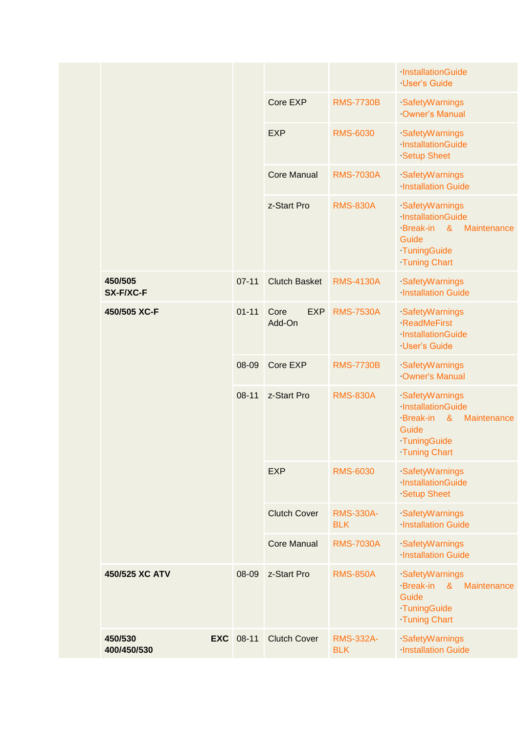| | | | | | |
|---|---|---|---|---|---|
| | | | | | ·InstallationGuide<br>·User's Guide |
| | | | Core EXP | RMS-7730B | ·SafetyWarnings<br>·Owner's Manual |
| | | | EXP | RMS-6030 | ·SafetyWarnings<br>·InstallationGuide<br>·Setup Sheet |
| | | | Core Manual | RMS-7030A | ·SafetyWarnings<br>·Installation Guide |
| | | | z-Start Pro | RMS-830A | ·SafetyWarnings<br>·InstallationGuide<br>·Break-in & Maintenance Guide<br>·TuningGuide<br>·Tuning Chart |
| | **450/505 SX-F/XC-F** | 07-11 | Clutch Basket | RMS-4130A | ·SafetyWarnings<br>·Installation Guide |
| | **450/505 XC-F** | 01-11 | Core EXP Add-On | RMS-7530A | ·SafetyWarnings<br>·ReadMeFirst<br>·InstallationGuide<br>·User's Guide |
| | | 08-09 | Core EXP | RMS-7730B | ·SafetyWarnings<br>·Owner's Manual |
| | | 08-11 | z-Start Pro | RMS-830A | ·SafetyWarnings<br>·InstallationGuide<br>·Break-in & Maintenance Guide<br>·TuningGuide<br>·Tuning Chart |
| | | | EXP | RMS-6030 | ·SafetyWarnings<br>·InstallationGuide<br>·Setup Sheet |
| | | | Clutch Cover | RMS-330A-BLK | ·SafetyWarnings<br>·Installation Guide |
| | | | Core Manual | RMS-7030A | ·SafetyWarnings<br>·Installation Guide |
| | **450/525 XC ATV** | 08-09 | z-Start Pro | RMS-850A | ·SafetyWarnings<br>·Break-in & Maintenance Guide<br>·TuningGuide<br>·Tuning Chart |
| | **450/530 EXC 400/450/530** | 08-11 | Clutch Cover | RMS-332A-BLK | ·SafetyWarnings<br>·Installation Guide |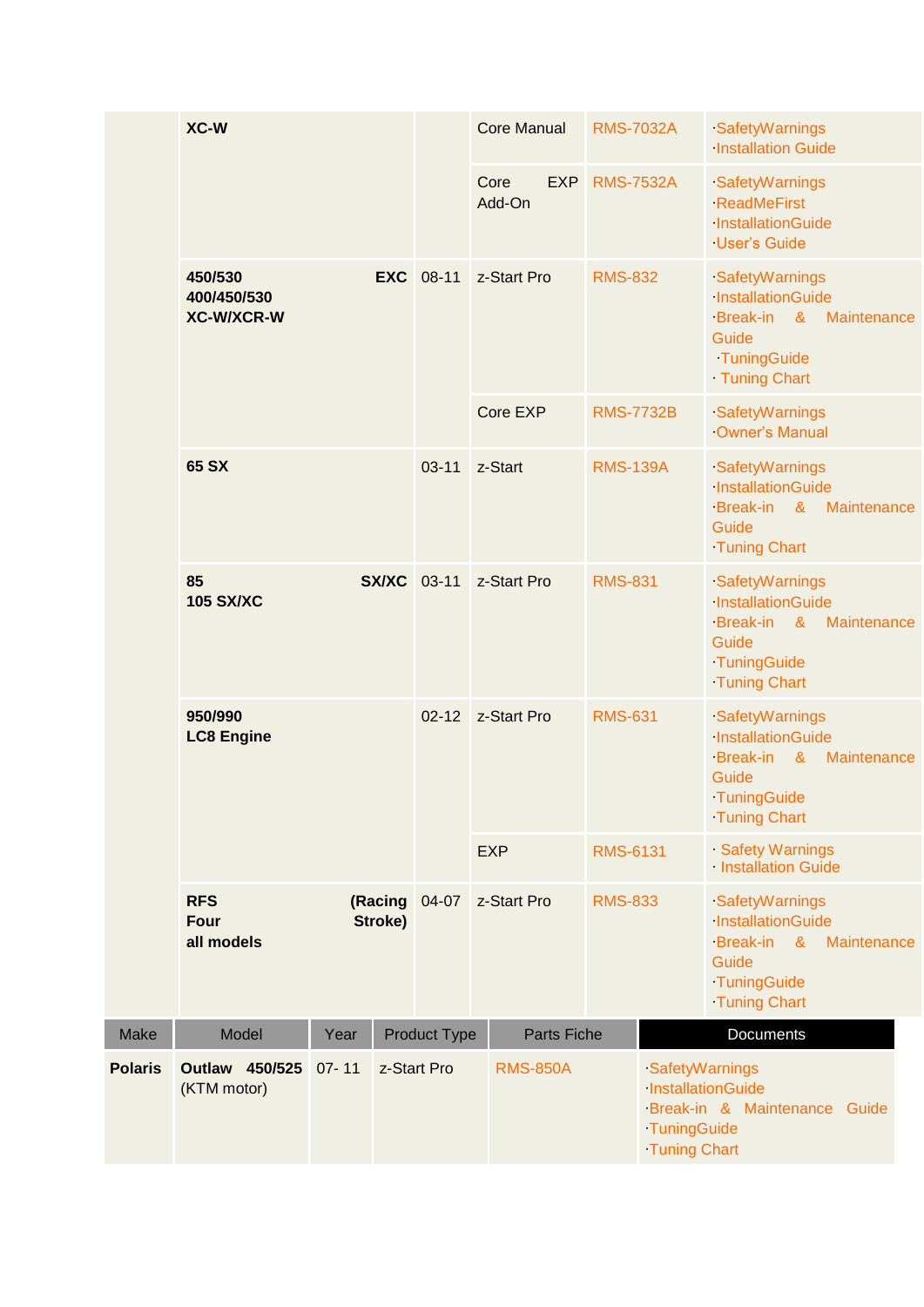| Make | Model | Year | Product Type | Parts Fiche | Documents |
|---|---|---|---|---|---|
| | **XC-W** | | Core Manual | RMS-7032A | ·SafetyWarnings<br>·Installation Guide |
| | | | Core EXP Add-On | RMS-7532A | ·SafetyWarnings<br>·ReadMeFirst<br>·InstallationGuide<br>·User's Guide |
| | **450/530 EXC 400/450/530 XC-W/XCR-W** | 08-11 | z-Start Pro | RMS-832 | ·SafetyWarnings<br>·InstallationGuide<br>·Break-in & Maintenance Guide<br>·TuningGuide<br>· Tuning Chart |
| | | | Core EXP | RMS-7732B | ·SafetyWarnings<br>·Owner's Manual |
| | **65 SX** | 03-11 | z-Start | RMS-139A | ·SafetyWarnings<br>·InstallationGuide<br>·Break-in & Maintenance Guide<br>·Tuning Chart |
| | **85 SX/XC 105 SX/XC** | 03-11 | z-Start Pro | RMS-831 | ·SafetyWarnings<br>·InstallationGuide<br>·Break-in & Maintenance Guide<br>·TuningGuide<br>·Tuning Chart |
| | **950/990 LC8 Engine** | 02-12 | z-Start Pro | RMS-631 | ·SafetyWarnings<br>·InstallationGuide<br>·Break-in & Maintenance Guide<br>·TuningGuide<br>·Tuning Chart |
| | | | EXP | RMS-6131 | · Safety Warnings<br>· Installation Guide |
| | **RFS (Racing Four Stroke) all models** | 04-07 | z-Start Pro | RMS-833 | ·SafetyWarnings<br>·InstallationGuide<br>·Break-in & Maintenance Guide<br>·TuningGuide<br>·Tuning Chart |

| Make | Model | Year | Product Type | Parts Fiche | Documents |
|---|---|---|---|---|---|
| **Polaris** | **Outlaw 450/525** (KTM motor) | 07- 11 | z-Start Pro | RMS-850A | ·SafetyWarnings<br>·InstallationGuide<br>·Break-in & Maintenance Guide<br>·TuningGuide<br>·Tuning Chart |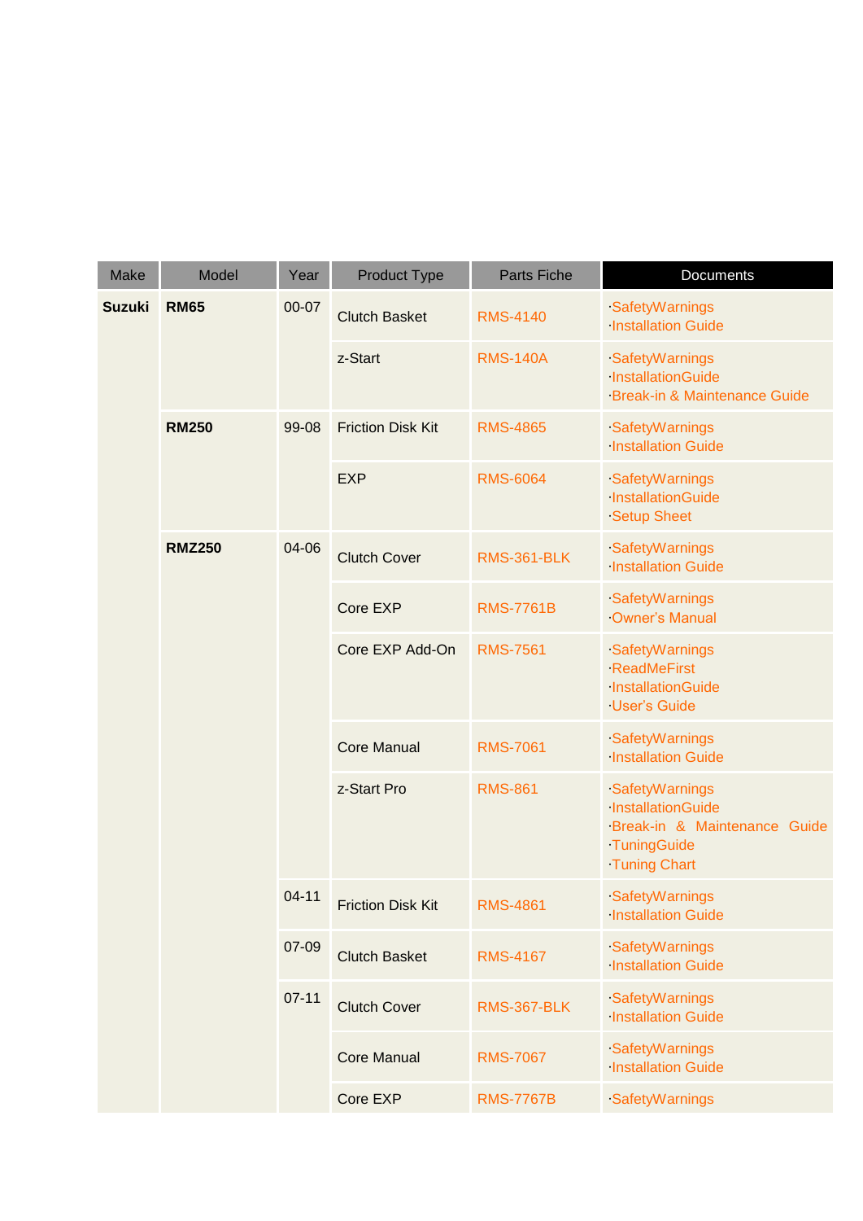| Make | Model | Year | Product Type | Parts Fiche | Documents |
|---|---|---|---|---|---|
| **Suzuki** | **RM65** | 00-07 | Clutch Basket | RMS-4140 | ·SafetyWarnings ·Installation Guide |
| | | | z-Start | RMS-140A | ·SafetyWarnings ·InstallationGuide ·Break-in & Maintenance Guide |
| | **RM250** | 99-08 | Friction Disk Kit | RMS-4865 | ·SafetyWarnings ·Installation Guide |
| | | | EXP | RMS-6064 | ·SafetyWarnings ·InstallationGuide ·Setup Sheet |
| | **RMZ250** | 04-06 | Clutch Cover | RMS-361-BLK | ·SafetyWarnings ·Installation Guide |
| | | | Core EXP | RMS-7761B | ·SafetyWarnings ·Owner's Manual |
| | | | Core EXP Add-On | RMS-7561 | ·SafetyWarnings ·ReadMeFirst ·InstallationGuide ·User's Guide |
| | | | Core Manual | RMS-7061 | ·SafetyWarnings ·Installation Guide |
| | | | z-Start Pro | RMS-861 | ·SafetyWarnings ·InstallationGuide ·Break-in & Maintenance Guide ·TuningGuide ·Tuning Chart |
| | | 04-11 | Friction Disk Kit | RMS-4861 | ·SafetyWarnings ·Installation Guide |
| | | 07-09 | Clutch Basket | RMS-4167 | ·SafetyWarnings ·Installation Guide |
| | | 07-11 | Clutch Cover | RMS-367-BLK | ·SafetyWarnings ·Installation Guide |
| | | | Core Manual | RMS-7067 | ·SafetyWarnings ·Installation Guide |
| | | | Core EXP | RMS-7767B | ·SafetyWarnings |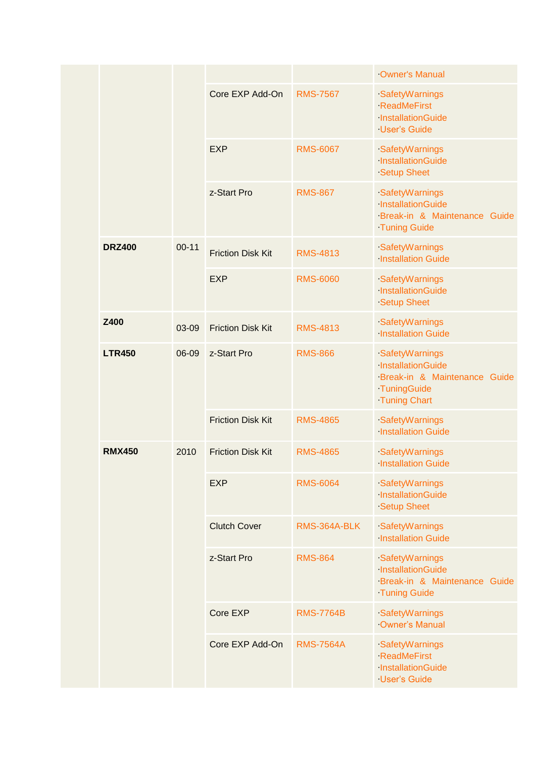| | | | | | |
|---|---|---|---|---|---|
| | | | | | ·Owner's Manual |
| | | | Core EXP Add-On | RMS-7567 | ·SafetyWarnings<br>·ReadMeFirst<br>·InstallationGuide<br>·User's Guide |
| | | | EXP | RMS-6067 | ·SafetyWarnings<br>·InstallationGuide<br>·Setup Sheet |
| | | | z-Start Pro | RMS-867 | ·SafetyWarnings<br>·InstallationGuide<br>·Break-in & Maintenance Guide<br>·Tuning Guide |
| | **DRZ400** | 00-11 | Friction Disk Kit | RMS-4813 | ·SafetyWarnings<br>·Installation Guide |
| | | | EXP | RMS-6060 | ·SafetyWarnings<br>·InstallationGuide<br>·Setup Sheet |
| | **Z400** | 03-09 | Friction Disk Kit | RMS-4813 | ·SafetyWarnings<br>·Installation Guide |
| | **LTR450** | 06-09 | z-Start Pro | RMS-866 | ·SafetyWarnings<br>·InstallationGuide<br>·Break-in & Maintenance Guide<br>·TuningGuide<br>·Tuning Chart |
| | | | Friction Disk Kit | RMS-4865 | ·SafetyWarnings<br>·Installation Guide |
| | **RMX450** | 2010 | Friction Disk Kit | RMS-4865 | ·SafetyWarnings<br>·Installation Guide |
| | | | EXP | RMS-6064 | ·SafetyWarnings<br>·InstallationGuide<br>·Setup Sheet |
| | | | Clutch Cover | RMS-364A-BLK | ·SafetyWarnings<br>·Installation Guide |
| | | | z-Start Pro | RMS-864 | ·SafetyWarnings<br>·InstallationGuide<br>·Break-in & Maintenance Guide<br>·Tuning Guide |
| | | | Core EXP | RMS-7764B | ·SafetyWarnings<br>·Owner's Manual |
| | | | Core EXP Add-On | RMS-7564A | ·SafetyWarnings<br>·ReadMeFirst<br>·InstallationGuide<br>·User's Guide |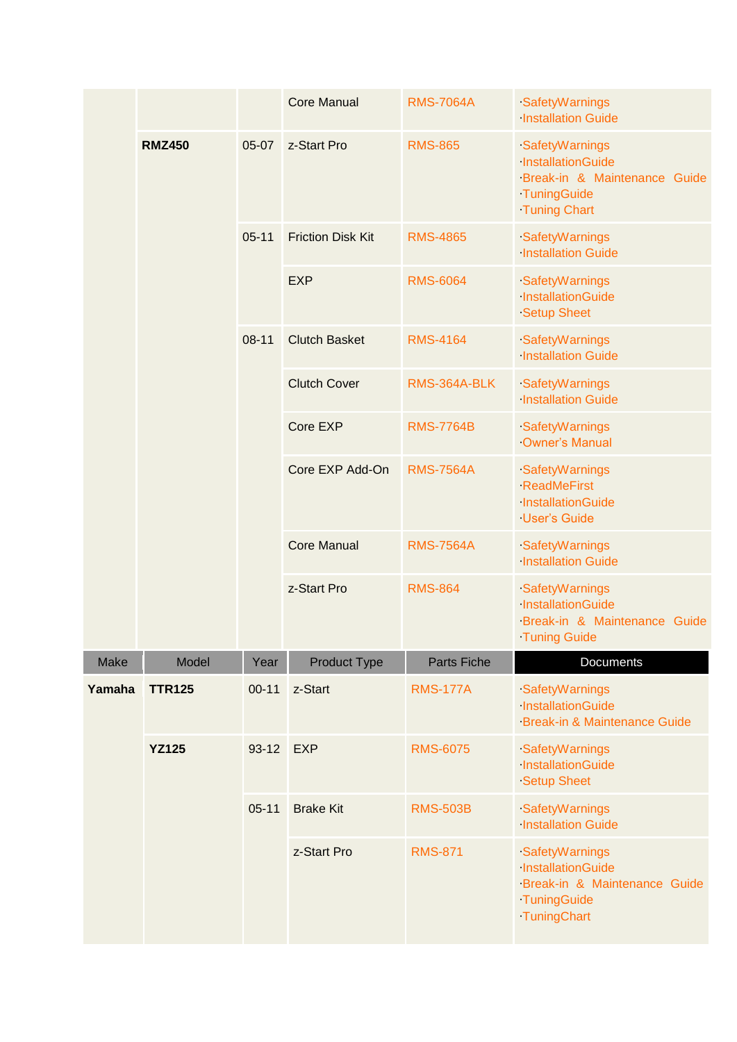| Make | Model | Year | Product Type | Parts Fiche | Documents |
|---|---|---|---|---|---|
| | | | Core Manual | RMS-7064A | ·SafetyWarnings<br>·Installation Guide |
| | RMZ450 | 05-07 | z-Start Pro | RMS-865 | ·SafetyWarnings<br>·InstallationGuide<br>·Break-in & Maintenance Guide<br>·TuningGuide<br>·Tuning Chart |
| | | 05-11 | Friction Disk Kit | RMS-4865 | ·SafetyWarnings<br>·Installation Guide |
| | | | EXP | RMS-6064 | ·SafetyWarnings<br>·InstallationGuide<br>·Setup Sheet |
| | | 08-11 | Clutch Basket | RMS-4164 | ·SafetyWarnings<br>·Installation Guide |
| | | | Clutch Cover | RMS-364A-BLK | ·SafetyWarnings<br>·Installation Guide |
| | | | Core EXP | RMS-7764B | ·SafetyWarnings<br>·Owner's Manual |
| | | | Core EXP Add-On | RMS-7564A | ·SafetyWarnings<br>·ReadMeFirst<br>·InstallationGuide<br>·User's Guide |
| | | | Core Manual | RMS-7564A | ·SafetyWarnings<br>·Installation Guide |
| | | | z-Start Pro | RMS-864 | ·SafetyWarnings<br>·InstallationGuide<br>·Break-in & Maintenance Guide<br>·Tuning Guide |

| Make | Model | Year | Product Type | Parts Fiche | Documents |
|---|---|---|---|---|---|
| **Yamaha** | **TTR125** | 00-11 | z-Start | RMS-177A | ·SafetyWarnings<br>·InstallationGuide<br>·Break-in & Maintenance Guide |
| | **YZ125** | 93-12 | EXP | RMS-6075 | ·SafetyWarnings<br>·InstallationGuide<br>·Setup Sheet |
| | | 05-11 | Brake Kit | RMS-503B | ·SafetyWarnings<br>·Installation Guide |
| | | | z-Start Pro | RMS-871 | ·SafetyWarnings<br>·InstallationGuide<br>·Break-in & Maintenance Guide<br>·TuningGuide<br>·TuningChart |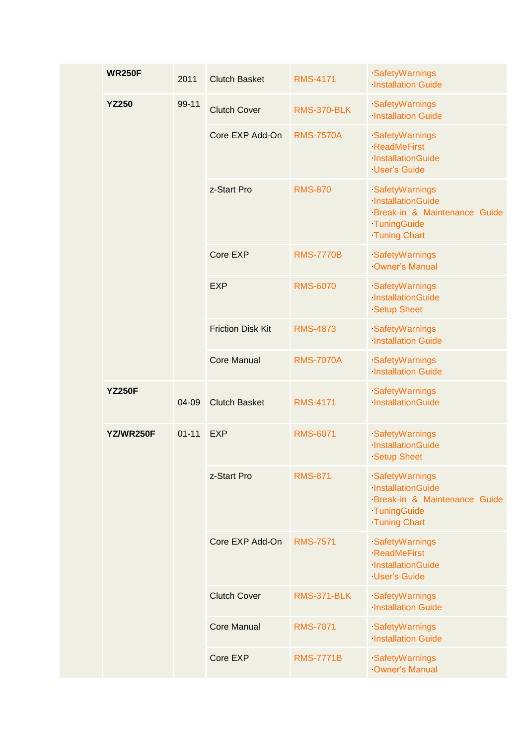| | | | | |
|---|---|---|---|---|
| **WR250F** | 2011 | Clutch Basket | RMS-4171 | ·SafetyWarnings<br>·Installation Guide |
| **YZ250** | 99-11 | Clutch Cover | RMS-370-BLK | ·SafetyWarnings<br>·Installation Guide |
| | | Core EXP Add-On | RMS-7570A | ·SafetyWarnings<br>·ReadMeFirst<br>·InstallationGuide<br>·User's Guide |
| | | z-Start Pro | RMS-870 | ·SafetyWarnings<br>·InstallationGuide<br>·Break-in & Maintenance Guide<br>·TuningGuide<br>·Tuning Chart |
| | | Core EXP | RMS-7770B | ·SafetyWarnings<br>·Owner's Manual |
| | | EXP | RMS-6070 | ·SafetyWarnings<br>·InstallationGuide<br>·Setup Sheet |
| | | Friction Disk Kit | RMS-4873 | ·SafetyWarnings<br>·Installation Guide |
| | | Core Manual | RMS-7070A | ·SafetyWarnings<br>·Installation Guide |
| **YZ250F** | 04-09 | Clutch Basket | RMS-4171 | ·SafetyWarnings<br>·InstallationGuide |
| **YZ/WR250F** | 01-11 | EXP | RMS-6071 | ·SafetyWarnings<br>·InstallationGuide<br>·Setup Sheet |
| | | z-Start Pro | RMS-871 | ·SafetyWarnings<br>·InstallationGuide<br>·Break-in & Maintenance Guide<br>·TuningGuide<br>·Tuning Chart |
| | | Core EXP Add-On | RMS-7571 | ·SafetyWarnings<br>·ReadMeFirst<br>·InstallationGuide<br>·User's Guide |
| | | Clutch Cover | RMS-371-BLK | ·SafetyWarnings<br>·Installation Guide |
| | | Core Manual | RMS-7071 | ·SafetyWarnings<br>·Installation Guide |
| | | Core EXP | RMS-7771B | ·SafetyWarnings<br>·Owner's Manual |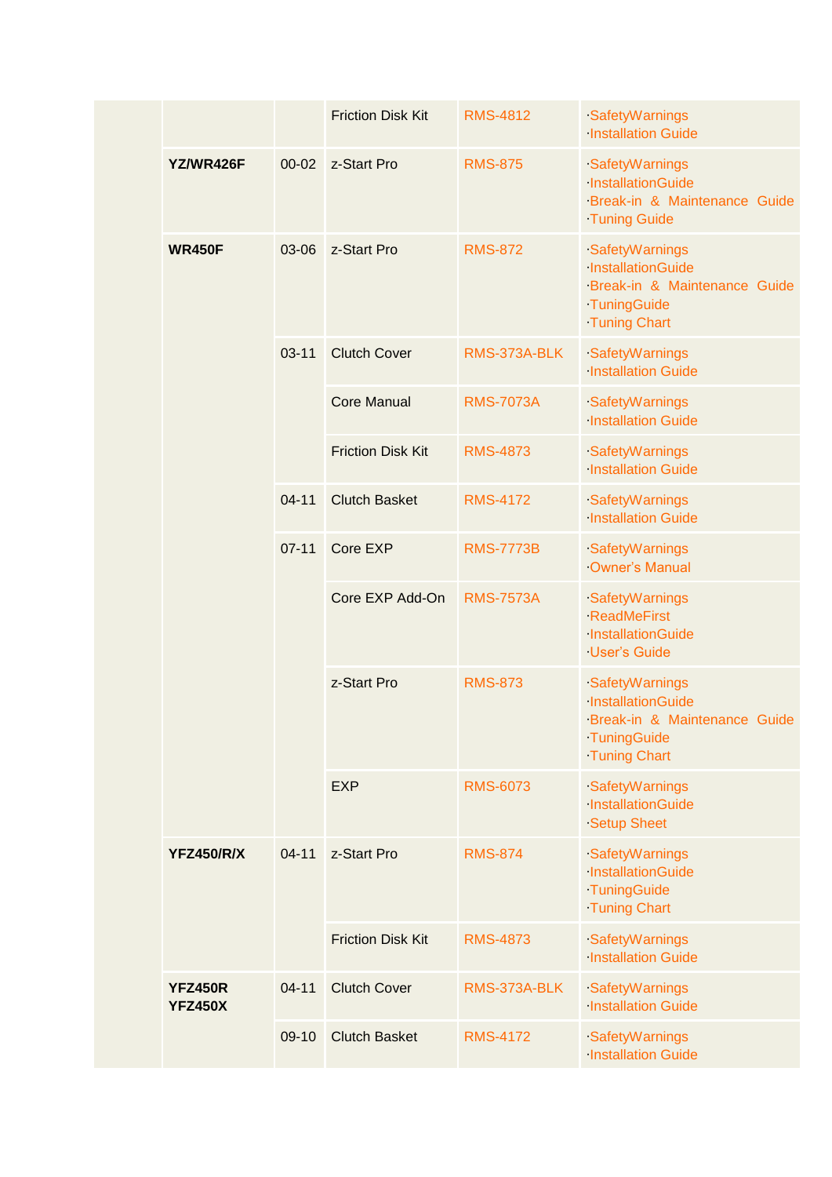| | | | Friction Disk Kit | RMS-4812 | ·SafetyWarnings ·Installation Guide |
|---|---|---|---|---|---|
| | YZ/WR426F | 00-02 | z-Start Pro | RMS-875 | ·SafetyWarnings ·InstallationGuide ·Break-in & Maintenance Guide ·Tuning Guide |
| | WR450F | 03-06 | z-Start Pro | RMS-872 | ·SafetyWarnings ·InstallationGuide ·Break-in & Maintenance Guide ·TuningGuide ·Tuning Chart |
| | | 03-11 | Clutch Cover | RMS-373A-BLK | ·SafetyWarnings ·Installation Guide |
| | | | Core Manual | RMS-7073A | ·SafetyWarnings ·Installation Guide |
| | | | Friction Disk Kit | RMS-4873 | ·SafetyWarnings ·Installation Guide |
| | | 04-11 | Clutch Basket | RMS-4172 | ·SafetyWarnings ·Installation Guide |
| | | 07-11 | Core EXP | RMS-7773B | ·SafetyWarnings ·Owner's Manual |
| | | | Core EXP Add-On | RMS-7573A | ·SafetyWarnings ·ReadMeFirst ·InstallationGuide ·User's Guide |
| | | | z-Start Pro | RMS-873 | ·SafetyWarnings ·InstallationGuide ·Break-in & Maintenance Guide ·TuningGuide ·Tuning Chart |
| | | | EXP | RMS-6073 | ·SafetyWarnings ·InstallationGuide ·Setup Sheet |
| | YFZ450/R/X | 04-11 | z-Start Pro | RMS-874 | ·SafetyWarnings ·InstallationGuide ·TuningGuide ·Tuning Chart |
| | | | Friction Disk Kit | RMS-4873 | ·SafetyWarnings ·Installation Guide |
| | YFZ450R YFZ450X | 04-11 | Clutch Cover | RMS-373A-BLK | ·SafetyWarnings ·Installation Guide |
| | | 09-10 | Clutch Basket | RMS-4172 | ·SafetyWarnings ·Installation Guide |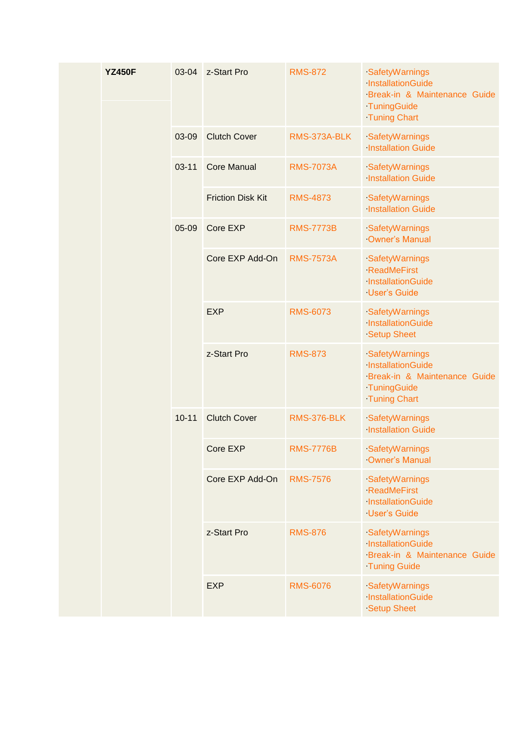| | | | | | |
|---|---|---|---|---|---|
| | **YZ450F** | 03-04 | z-Start Pro | RMS-872 | ·SafetyWarnings<br>·InstallationGuide<br>·Break-in & Maintenance Guide<br>·TuningGuide<br>·Tuning Chart |
| | | 03-09 | Clutch Cover | RMS-373A-BLK | ·SafetyWarnings<br>·Installation Guide |
| | | 03-11 | Core Manual | RMS-7073A | ·SafetyWarnings<br>·Installation Guide |
| | | | Friction Disk Kit | RMS-4873 | ·SafetyWarnings<br>·Installation Guide |
| | | 05-09 | Core EXP | RMS-7773B | ·SafetyWarnings<br>·Owner's Manual |
| | | | Core EXP Add-On | RMS-7573A | ·SafetyWarnings<br>·ReadMeFirst<br>·InstallationGuide<br>·User's Guide |
| | | | EXP | RMS-6073 | ·SafetyWarnings<br>·InstallationGuide<br>·Setup Sheet |
| | | | z-Start Pro | RMS-873 | ·SafetyWarnings<br>·InstallationGuide<br>·Break-in & Maintenance Guide<br>·TuningGuide<br>·Tuning Chart |
| | | 10-11 | Clutch Cover | RMS-376-BLK | ·SafetyWarnings<br>·Installation Guide |
| | | | Core EXP | RMS-7776B | ·SafetyWarnings<br>·Owner's Manual |
| | | | Core EXP Add-On | RMS-7576 | ·SafetyWarnings<br>·ReadMeFirst<br>·InstallationGuide<br>·User's Guide |
| | | | z-Start Pro | RMS-876 | ·SafetyWarnings<br>·InstallationGuide<br>·Break-in & Maintenance Guide<br>·Tuning Guide |
| | | | EXP | RMS-6076 | ·SafetyWarnings<br>·InstallationGuide<br>·Setup Sheet |